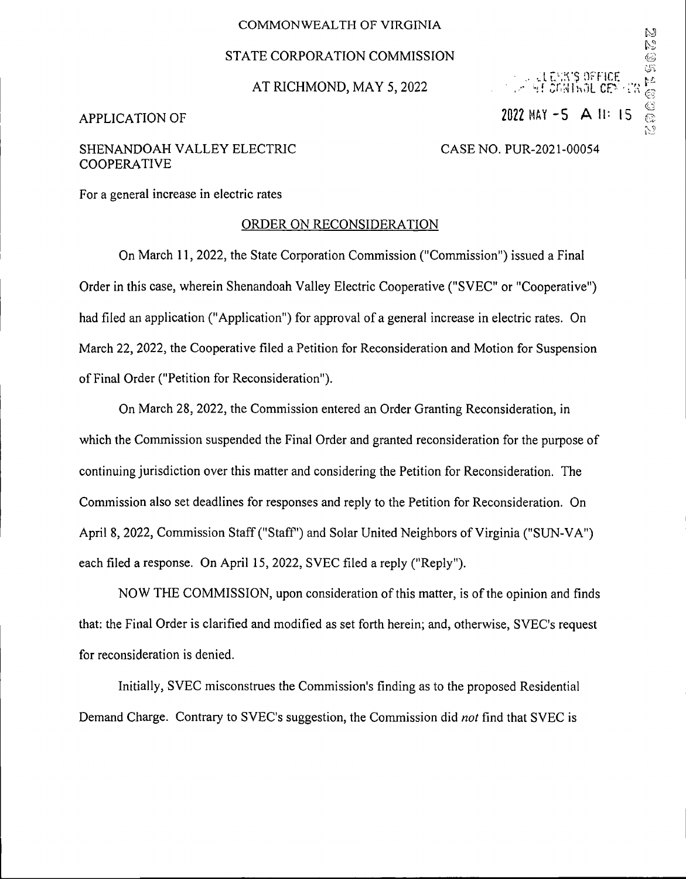COMMONWEALTH OF VIRGINIA

STATE CORPORATION COMMISSION

AT RICHMOND, MAY 5, 2022

APPLICATION OF

SHENANDOAH VALLEY ELECTRIC COOPERATIVE

CASE NO. PUR-2021-00054

For a general increase in electric rates

## ORDER ON RECONSIDERATION

On March 11, 2022, the State Corporation Commission ("Commission") issued a Final Order in this case, wherein Shenandoah Valley Electric Cooperative ("SVEC" or "Cooperative") had filed an application ("Application") for approval of a general increase in electric rates. On March 22, 2022, the Cooperative filed a Petition for Reconsideration and Motion for Suspension of Final Order ("Petition for Reconsideration").

On March 28, 2022, the Commission entered an Order Granting Reconsideration, in which the Commission suspended the Final Order and granted reconsideration for the purpose of continuing jurisdiction over this matter and considering the Petition for Reconsideration. The Commission also set deadlines for responses and reply to the Petition for Reconsideration. On April 8, 2022, Commission Staff ("Staff") and Solar United Neighbors of Virginia ("SUN-VA") each filed a response. On April 15, 2022, SVEC filed a reply ("Reply").

NOW THE COMMISSION, upon consideration of this matter, is of the opinion and finds that: the Final Order is clarified and modified as set forth herein; and, otherwise, SVEC's request for reconsideration is denied.

Initially, SVEC misconstrues the Commission's finding as to the proposed Residential Demand Charge. Contrary to SVEC's suggestion, the Commission did *not* find that SVEC is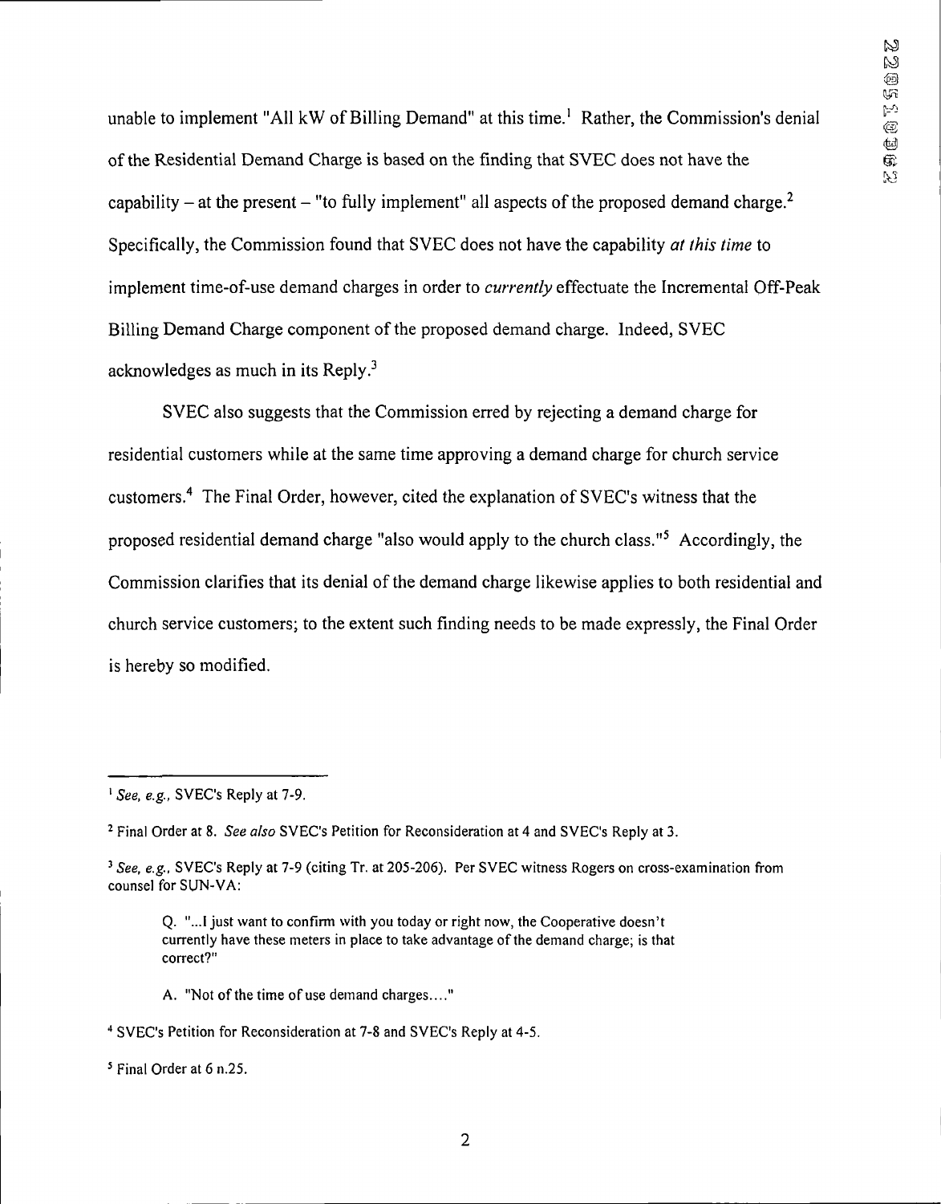unable to implement "All kW of Billing Demand" at this time.[1] Rather, the Commission's denial of the Residential Demand Charge is based on the finding that SVEC does not have the capability – at the present – "to fully implement" all aspects of the proposed demand charge.[2] Specifically, the Commission found that SVEC does not have the capability *at this time* to implement time-of-use demand charges in order to *currently* effectuate the Incremental Off-Peak Billing Demand Charge component of the proposed demand charge. Indeed, SVEC acknowledges as much in its Reply.[3]

SVEC also suggests that the Commission erred by rejecting a demand charge for residential customers while at the same time approving a demand charge for church service customers.[4] The Final Order, however, cited the explanation of SVEC's witness that the proposed residential demand charge "also would apply to the church class."[5] Accordingly, the Commission clarifies that its denial of the demand charge likewise applies to both residential and church service customers; to the extent such finding needs to be made expressly, the Final Order is hereby so modified.

---

[1] *See, e.g.*, SVEC's Reply at 7-9.

[2] Final Order at 8. *See also* SVEC's Petition for Reconsideration at 4 and SVEC's Reply at 3.

[3] *See, e.g.*, SVEC's Reply at 7-9 (citing Tr. at 205-206). Per SVEC witness Rogers on cross-examination from counsel for SUN-VA:

> Q. "...I just want to confirm with you today or right now, the Cooperative doesn't currently have these meters in place to take advantage of the demand charge; is that correct?"
>
> A. "Not of the time of use demand charges...."

[4] SVEC's Petition for Reconsideration at 7-8 and SVEC's Reply at 4-5.

[5] Final Order at 6 n.25.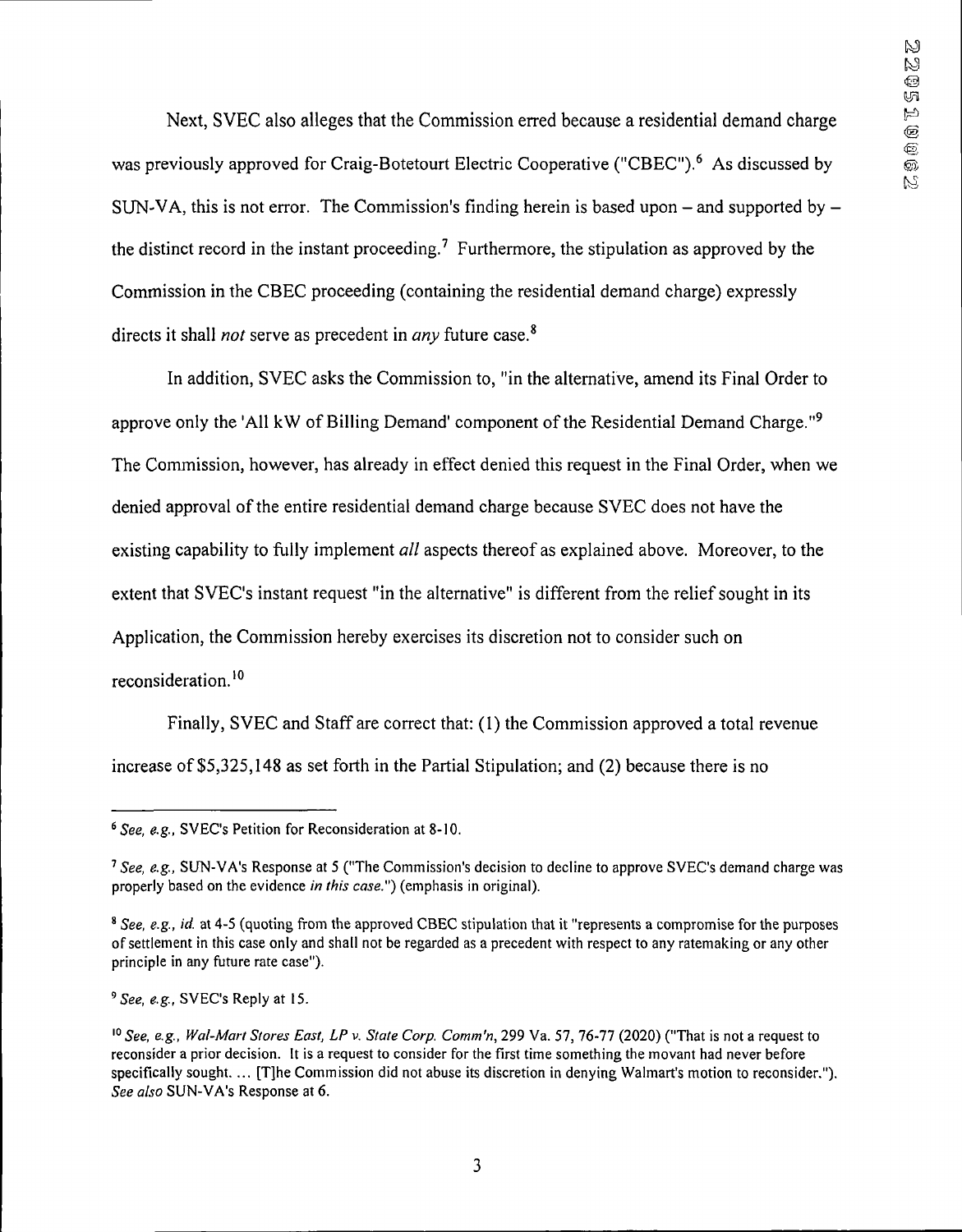Next, SVEC also alleges that the Commission erred because a residential demand charge was previously approved for Craig-Botetourt Electric Cooperative ("CBEC").[6] As discussed by SUN-VA, this is not error. The Commission's finding herein is based upon – and supported by – the distinct record in the instant proceeding.[7] Furthermore, the stipulation as approved by the Commission in the CBEC proceeding (containing the residential demand charge) expressly directs it shall *not* serve as precedent in *any* future case.[8]

In addition, SVEC asks the Commission to, "in the alternative, amend its Final Order to approve only the 'All kW of Billing Demand' component of the Residential Demand Charge."[9] The Commission, however, has already in effect denied this request in the Final Order, when we denied approval of the entire residential demand charge because SVEC does not have the existing capability to fully implement *all* aspects thereof as explained above. Moreover, to the extent that SVEC's instant request "in the alternative" is different from the relief sought in its Application, the Commission hereby exercises its discretion not to consider such on reconsideration.[10]

Finally, SVEC and Staff are correct that: (1) the Commission approved a total revenue increase of $5,325,148 as set forth in the Partial Stipulation; and (2) because there is no

---

[6] *See, e.g.*, SVEC's Petition for Reconsideration at 8-10.

[7] *See, e.g.*, SUN-VA's Response at 5 ("The Commission's decision to decline to approve SVEC's demand charge was properly based on the evidence *in this case*.") (emphasis in original).

[8] *See, e.g.*, *id.* at 4-5 (quoting from the approved CBEC stipulation that it "represents a compromise for the purposes of settlement in this case only and shall not be regarded as a precedent with respect to any ratemaking or any other principle in any future rate case").

[9] *See, e.g.*, SVEC's Reply at 15.

[10] *See, e.g.*, *Wal-Mart Stores East, LP v. State Corp. Comm'n*, 299 Va. 57, 76-77 (2020) ("That is not a request to reconsider a prior decision. It is a request to consider for the first time something the movant had never before specifically sought. ... [T]he Commission did not abuse its discretion in denying Walmart's motion to reconsider."). *See also* SUN-VA's Response at 6.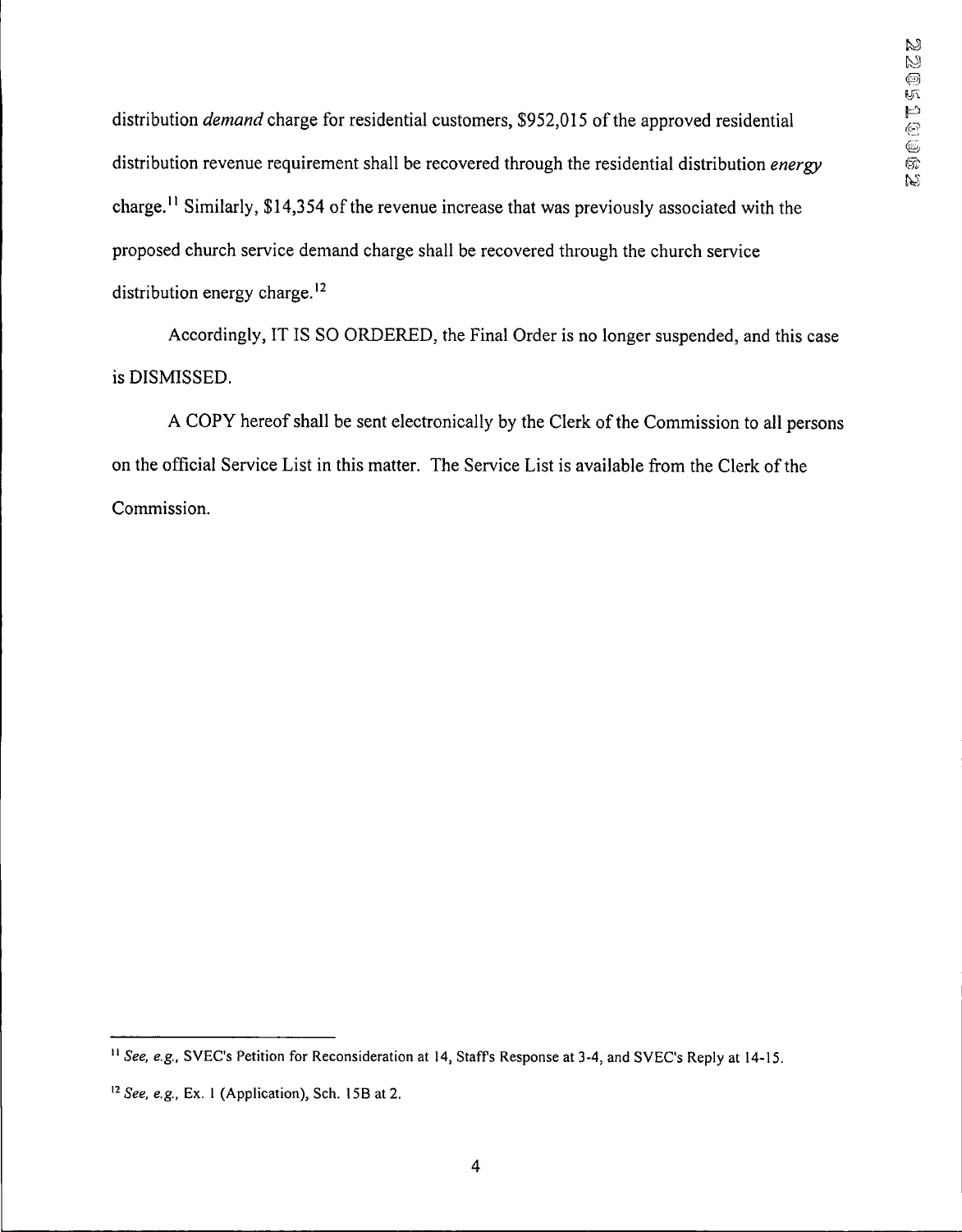distribution *demand* charge for residential customers, $952,015 of the approved residential distribution revenue requirement shall be recovered through the residential distribution *energy* charge.[11] Similarly, $14,354 of the revenue increase that was previously associated with the proposed church service demand charge shall be recovered through the church service distribution energy charge.[12]

Accordingly, IT IS SO ORDERED, the Final Order is no longer suspended, and this case is DISMISSED.

A COPY hereof shall be sent electronically by the Clerk of the Commission to all persons on the official Service List in this matter. The Service List is available from the Clerk of the Commission.

---

[11] *See, e.g.*, SVEC's Petition for Reconsideration at 14, Staff's Response at 3-4, and SVEC's Reply at 14-15.

[12] *See, e.g.*, Ex. 1 (Application), Sch. 15B at 2.